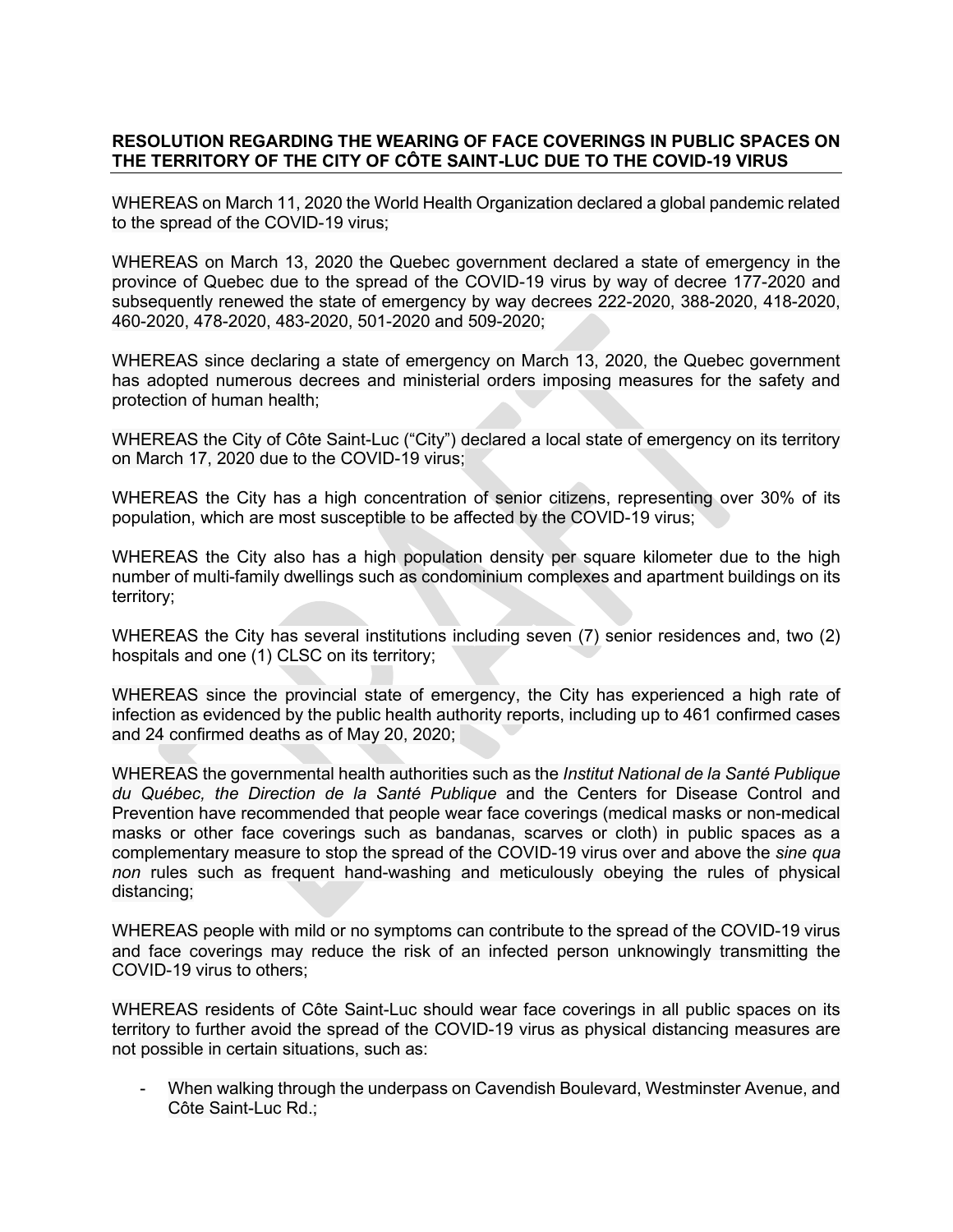**RESOLUTION REGARDING THE WEARING OF FACE COVERINGS IN PUBLIC SPACES ON THE TERRITORY OF THE CITY OF CÔTE SAINT-LUC DUE TO THE COVID-19 VIRUS**

WHEREAS on March 11, 2020 the World Health Organization declared a global pandemic related to the spread of the COVID-19 virus;

WHEREAS on March 13, 2020 the Quebec government declared a state of emergency in the province of Quebec due to the spread of the COVID-19 virus by way of decree 177-2020 and subsequently renewed the state of emergency by way decrees 222-2020, 388-2020, 418-2020, 460-2020, 478-2020, 483-2020, 501-2020 and 509-2020;

WHEREAS since declaring a state of emergency on March 13, 2020, the Quebec government has adopted numerous decrees and ministerial orders imposing measures for the safety and protection of human health;

WHEREAS the City of Côte Saint-Luc ("City") declared a local state of emergency on its territory on March 17, 2020 due to the COVID-19 virus;

WHEREAS the City has a high concentration of senior citizens, representing over 30% of its population, which are most susceptible to be affected by the COVID-19 virus;

WHEREAS the City also has a high population density per square kilometer due to the high number of multi-family dwellings such as condominium complexes and apartment buildings on its territory;

WHEREAS the City has several institutions including seven (7) senior residences and, two (2) hospitals and one (1) CLSC on its territory;

WHEREAS since the provincial state of emergency, the City has experienced a high rate of infection as evidenced by the public health authority reports, including up to 461 confirmed cases and 24 confirmed deaths as of May 20, 2020;

WHEREAS the governmental health authorities such as the *Institut National de la Santé Publique du Québec, the Direction de la Santé Publique* and the Centers for Disease Control and Prevention have recommended that people wear face coverings (medical masks or non-medical masks or other face coverings such as bandanas, scarves or cloth) in public spaces as a complementary measure to stop the spread of the COVID-19 virus over and above the *sine qua non* rules such as frequent hand-washing and meticulously obeying the rules of physical distancing;

WHEREAS people with mild or no symptoms can contribute to the spread of the COVID-19 virus and face coverings may reduce the risk of an infected person unknowingly transmitting the COVID-19 virus to others;

WHEREAS residents of Côte Saint-Luc should wear face coverings in all public spaces on its territory to further avoid the spread of the COVID-19 virus as physical distancing measures are not possible in certain situations, such as:

- When walking through the underpass on Cavendish Boulevard, Westminster Avenue, and Côte Saint-Luc Rd.;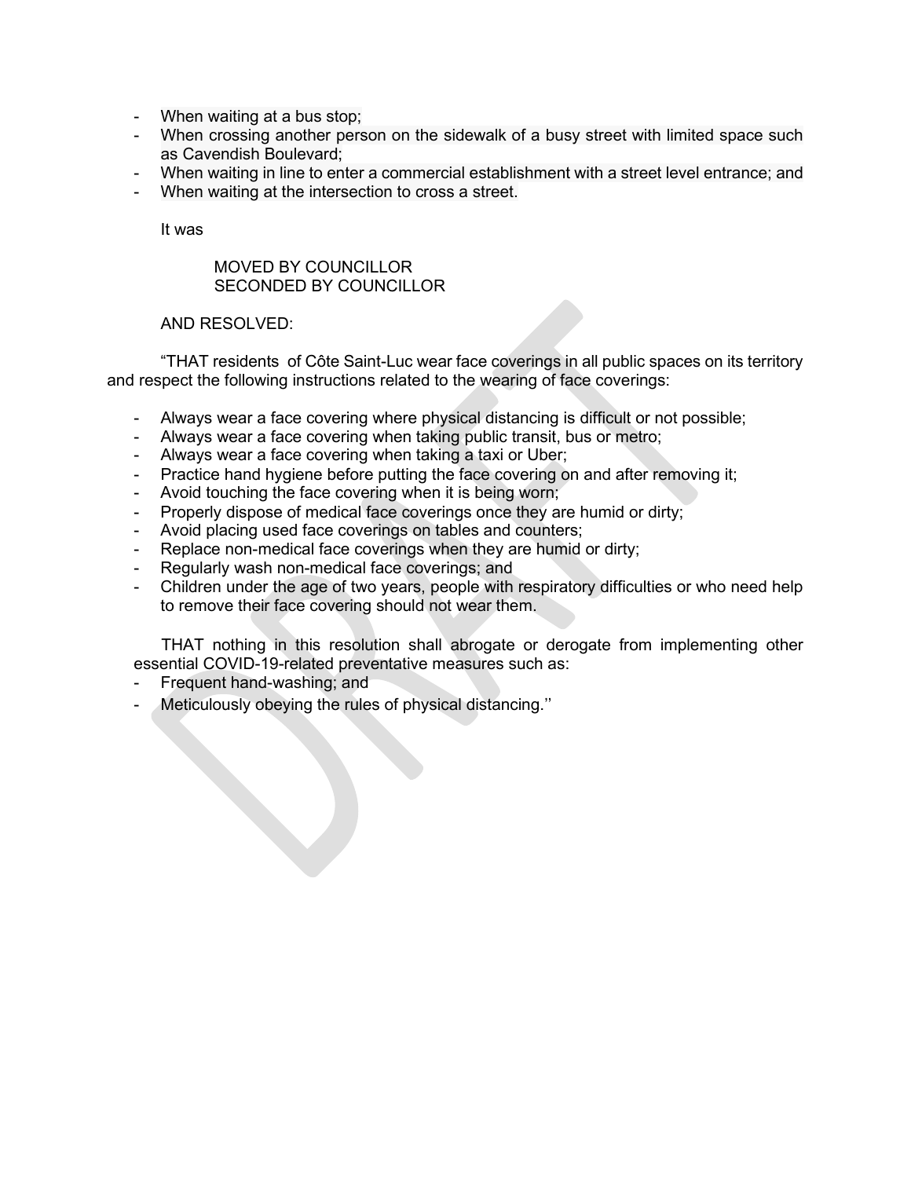- When waiting at a bus stop;
- When crossing another person on the sidewalk of a busy street with limited space such as Cavendish Boulevard;
- When waiting in line to enter a commercial establishment with a street level entrance; and
- When waiting at the intersection to cross a street.

It was

MOVED BY COUNCILLOR
SECONDED BY COUNCILLOR

AND RESOLVED:

"THAT residents of Côte Saint-Luc wear face coverings in all public spaces on its territory and respect the following instructions related to the wearing of face coverings:

- Always wear a face covering where physical distancing is difficult or not possible;
- Always wear a face covering when taking public transit, bus or metro;
- Always wear a face covering when taking a taxi or Uber;
- Practice hand hygiene before putting the face covering on and after removing it;
- Avoid touching the face covering when it is being worn;
- Properly dispose of medical face coverings once they are humid or dirty;
- Avoid placing used face coverings on tables and counters;
- Replace non-medical face coverings when they are humid or dirty;
- Regularly wash non-medical face coverings; and
- Children under the age of two years, people with respiratory difficulties or who need help to remove their face covering should not wear them.

THAT nothing in this resolution shall abrogate or derogate from implementing other essential COVID-19-related preventative measures such as:

- Frequent hand-washing; and
- Meticulously obeying the rules of physical distancing.''